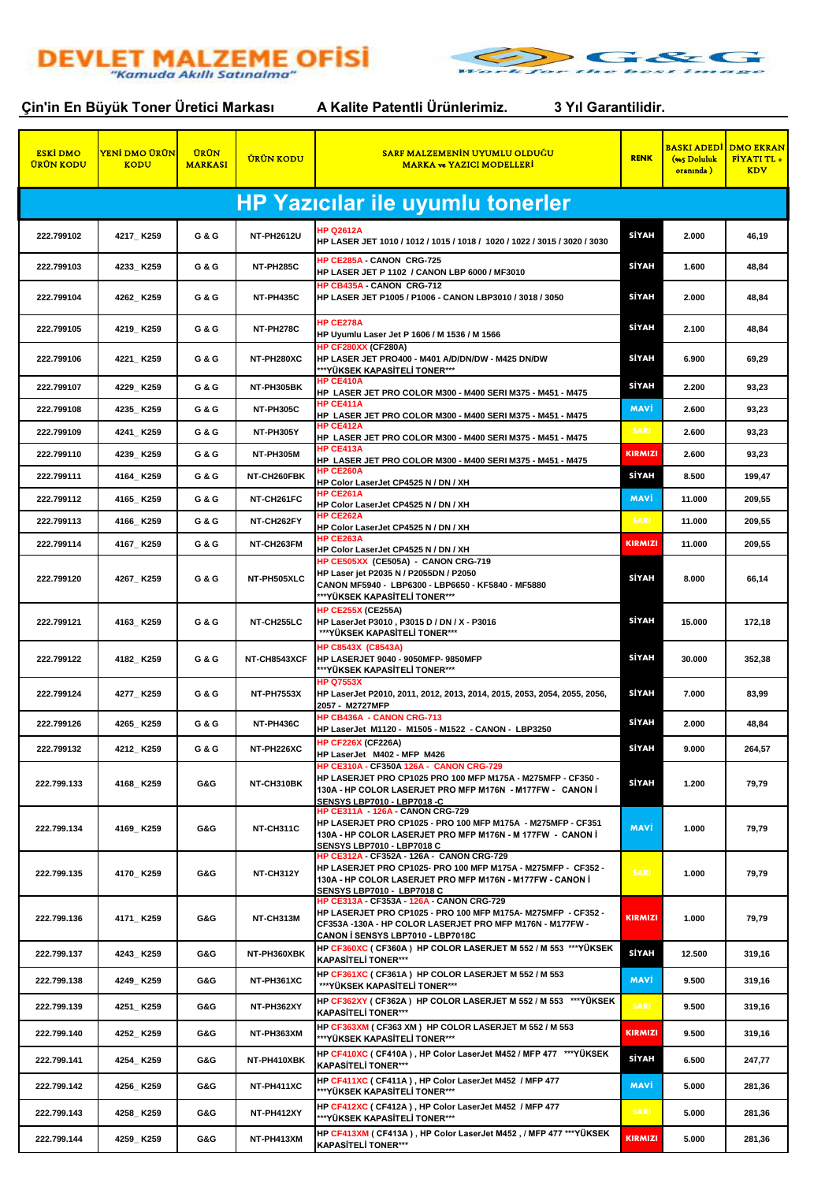DEVLET MALZEME OFİSİ
"Kamuda Akıllı Satınalma"

G&G
Work for the best image

**Çin'in En Büyük Toner Üretici Markası        A Kalite Patentli Ürünlerimiz.        3 Yıl Garantilidir.**

| ESKİ DMO ÜRÜN KODU | YENİ DMO ÜRÜN KODU | ÜRÜN MARKASI | ÜRÜN KODU | SARF MALZEMENİN UYUMLU OLDUĞU MARKA ve YAZICI MODELLERİ | RENK | BASKI ADEDİ (%5 Doluluk oranında ) | DMO EKRAN FİYATI TL + KDV |
|---|---|---|---|---|---|---|---|
| **HP Yazıcılar ile uyumlu tonerler** | | | | | | | |
| 222.799102 | 4217_ K259 | G & G | NT-PH2612U | HP Q2612A HP LASER JET 1010 / 1012 / 1015 / 1018 / 1020 / 1022 / 3015 / 3020 / 3030 | SİYAH | 2.000 | 46,19 |
| 222.799103 | 4233_ K259 | G & G | NT-PH285C | HP CE285A - CANON CRG-725 HP LASER JET P 1102 / CANON LBP 6000 / MF3010 | SİYAH | 1.600 | 48,84 |
| 222.799104 | 4262_ K259 | G & G | NT-PH435C | HP CB435A - CANON CRG-712 HP LASER JET P1005 / P1006 - CANON LBP3010 / 3018 / 3050 | SİYAH | 2.000 | 48,84 |
| 222.799105 | 4219_ K259 | G & G | NT-PH278C | HP CE278A HP Uyumlu Laser Jet P 1606 / M 1536 / M 1566 | SİYAH | 2.100 | 48,84 |
| 222.799106 | 4221_ K259 | G & G | NT-PH280XC | HP CF280XX (CF280A) HP LASER JET PRO400 - M401 A/D/DN/DW - M425 DN/DW ***YÜKSEK KAPASİTELİ TONER*** | SİYAH | 6.900 | 69,29 |
| 222.799107 | 4229_ K259 | G & G | NT-PH305BK | HP CE410A HP LASER JET PRO COLOR M300 - M400 SERI M375 - M451 - M475 | SİYAH | 2.200 | 93,23 |
| 222.799108 | 4235_ K259 | G & G | NT-PH305C | HP CE411A HP LASER JET PRO COLOR M300 - M400 SERI M375 - M451 - M475 | MAVİ | 2.600 | 93,23 |
| 222.799109 | 4241_ K259 | G & G | NT-PH305Y | HP CE412A HP LASER JET PRO COLOR M300 - M400 SERI M375 - M451 - M475 | SARI | 2.600 | 93,23 |
| 222.799110 | 4239_ K259 | G & G | NT-PH305M | HP CE413A HP LASER JET PRO COLOR M300 - M400 SERI M375 - M451 - M475 | KIRMIZI | 2.600 | 93,23 |
| 222.799111 | 4164_ K259 | G & G | NT-CH260FBK | HP CE260A HP Color LaserJet CP4525 N / DN / XH | SİYAH | 8.500 | 199,47 |
| 222.799112 | 4165_ K259 | G & G | NT-CH261FC | HP CE261A HP Color LaserJet CP4525 N / DN / XH | MAVİ | 11.000 | 209,55 |
| 222.799113 | 4166_ K259 | G & G | NT-CH262FY | HP CE262A HP Color LaserJet CP4525 N / DN / XH | SARI | 11.000 | 209,55 |
| 222.799114 | 4167_ K259 | G & G | NT-CH263FM | HP CE263A HP Color LaserJet CP4525 N / DN / XH | KIRMIZI | 11.000 | 209,55 |
| 222.799120 | 4267_ K259 | G & G | NT-PH505XLC | HP CE505XX (CE505A) - CANON CRG-719 HP Laser jet P2035 N / P2055DN / P2050 CANON MF5940 - LBP6300 - LBP6650 - KF5840 - MF5880 ***YÜKSEK KAPASİTELİ TONER*** | SİYAH | 8.000 | 66,14 |
| 222.799121 | 4163_ K259 | G & G | NT-CH255LC | HP CE255X (CE255A) HP LaserJet P3010 , P3015 D / DN / X - P3016 ***YÜKSEK KAPASİTELİ TONER*** | SİYAH | 15.000 | 172,18 |
| 222.799122 | 4182_ K259 | G & G | NT-CH8543XCF | HP C8543X (C8543A) HP LASERJET 9040 - 9050MFP- 9850MFP ***YÜKSEK KAPASİTELİ TONER*** | SİYAH | 30.000 | 352,38 |
| 222.799124 | 4277_ K259 | G & G | NT-PH7553X | HP Q7553X HP LaserJet P2010, 2011, 2012, 2013, 2014, 2015, 2053, 2054, 2055, 2056, 2057 - M2727MFP | SİYAH | 7.000 | 83,99 |
| 222.799126 | 4265_ K259 | G & G | NT-PH436C | HP CB436A - CANON CRG-713 HP LaserJet M1120 - M1505 - M1522 - CANON - LBP3250 | SİYAH | 2.000 | 48,84 |
| 222.799132 | 4212_ K259 | G & G | NT-PH226XC | HP CF226X (CF226A) HP LaserJet M402 - MFP M426 | SİYAH | 9.000 | 264,57 |
| 222.799.133 | 4168_ K259 | G&G | NT-CH310BK | HP CE310A - CF350A 126A - CANON CRG-729 HP LASERJET PRO CP1025 PRO 100 MFP M175A - M275MFP - CF350 - 130A - HP COLOR LASERJET PRO MFP M176N - M177FW - CANON İ SENSYS LBP7010 - LBP7018 -C | SİYAH | 1.200 | 79,79 |
| 222.799.134 | 4169_ K259 | G&G | NT-CH311C | HP CE311A - 126A - CANON CRG-729 HP LASERJET PRO CP1025 - PRO 100 MFP M175A - M275MFP - CF351 130A - HP COLOR LASERJET PRO MFP M176N - M 177FW - CANON İ SENSYS LBP7010 - LBP7018 C | MAVİ | 1.000 | 79,79 |
| 222.799.135 | 4170_ K259 | G&G | NT-CH312Y | HP CE312A - CF352A - 126A - CANON CRG-729 HP LASERJET PRO CP1025- PRO 100 MFP M175A - M275MFP - CF352 - 130A - HP COLOR LASERJET PRO MFP M176N - M177FW - CANON İ SENSYS LBP7010 - LBP7018 C | SARI | 1.000 | 79,79 |
| 222.799.136 | 4171_ K259 | G&G | NT-CH313M | HP CE313A - CF353A - 126A - CANON CRG-729 HP LASERJET PRO CP1025 - PRO 100 MFP M175A- M275MFP - CF352 - CF353A -130A - HP COLOR LASERJET PRO MFP M176N - M177FW - CANON İ SENSYS LBP7010 - LBP7018C | KIRMIZI | 1.000 | 79,79 |
| 222.799.137 | 4243_ K259 | G&G | NT-PH360XBK | HP CF360XC ( CF360A ) HP COLOR LASERJET M 552 / M 553 ***YÜKSEK KAPASİTELİ TONER*** | SİYAH | 12.500 | 319,16 |
| 222.799.138 | 4249_ K259 | G&G | NT-PH361XC | HP CF361XC ( CF361A ) HP COLOR LASERJET M 552 / M 553 ***YÜKSEK KAPASİTELİ TONER*** | MAVİ | 9.500 | 319,16 |
| 222.799.139 | 4251_ K259 | G&G | NT-PH362XY | HP CF362XY ( CF362A ) HP COLOR LASERJET M 552 / M 553 ***YÜKSEK KAPASİTELİ TONER*** | SARI | 9.500 | 319,16 |
| 222.799.140 | 4252_ K259 | G&G | NT-PH363XM | HP CF363XM ( CF363 XM ) HP COLOR LASERJET M 552 / M 553 ***YÜKSEK KAPASİTELİ TONER*** | KIRMIZI | 9.500 | 319,16 |
| 222.799.141 | 4254_ K259 | G&G | NT-PH410XBK | HP CF410XC ( CF410A ) , HP Color LaserJet M452 / MFP 477 ***YÜKSEK KAPASİTELİ TONER*** | SİYAH | 6.500 | 247,77 |
| 222.799.142 | 4256_ K259 | G&G | NT-PH411XC | HP CF411XC ( CF411A ) , HP Color LaserJet M452 / MFP 477 ***YÜKSEK KAPASİTELİ TONER*** | MAVİ | 5.000 | 281,36 |
| 222.799.143 | 4258_ K259 | G&G | NT-PH412XY | HP CF412XC ( CF412A ) , HP Color LaserJet M452 / MFP 477 ***YÜKSEK KAPASİTELİ TONER*** | SARI | 5.000 | 281,36 |
| 222.799.144 | 4259_ K259 | G&G | NT-PH413XM | HP CF413XM ( CF413A ) , HP Color LaserJet M452 , / MFP 477 ***YÜKSEK KAPASİTELİ TONER*** | KIRMIZI | 5.000 | 281,36 |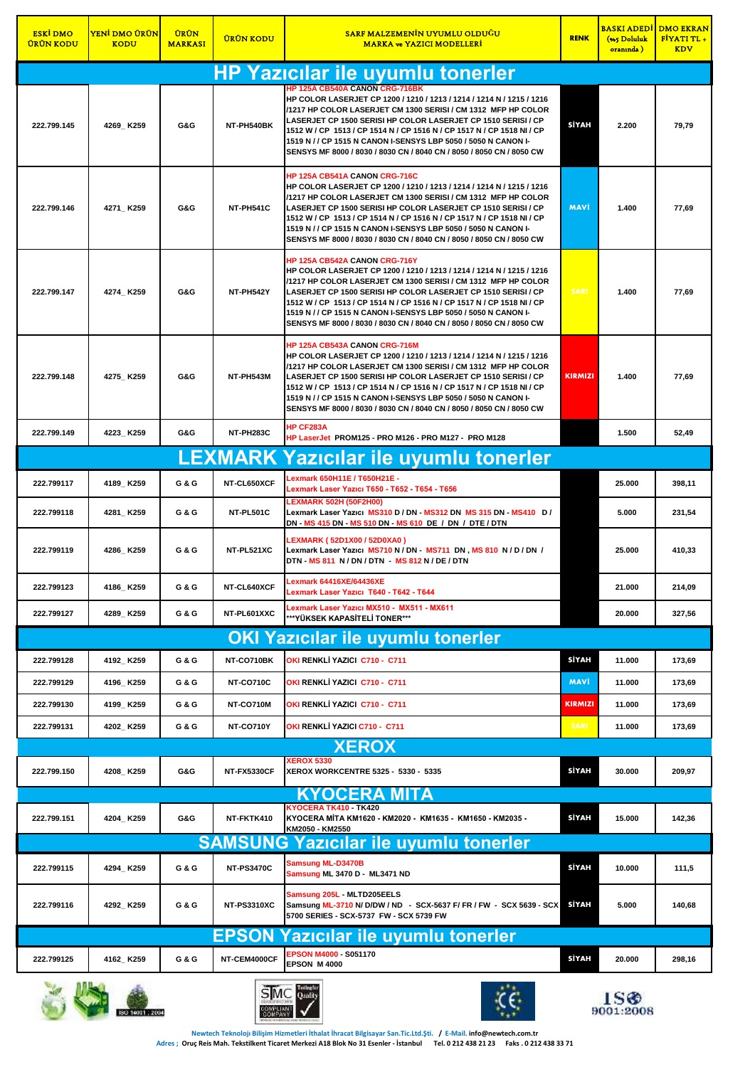| ESKİ DMO ÜRÜN KODU | YENİ DMO ÜRÜN KODU | ÜRÜN MARKASI | ÜRÜN KODU | SARF MALZEMENİN UYUMLU OLDUĞU MARKA ve YAZICI MODELLERİ | RENK | BASKI ADEDİ (%5 Doluluk oranında ) | DMO EKRAN FİYATI TL + KDV |
|---|---|---|---|---|---|---|---|
| **HP Yazıcılar ile uyumlu tonerler** | | | | | | | |
| 222.799.145 | 4269_ K259 | G&G | NT-PH540BK | HP 125A CB540A CANON CRG-716BK HP COLOR LASERJET CP 1200 / 1210 / 1213 / 1214 / 1214 N / 1215 / 1216 /1217 HP COLOR LASERJET CM 1300 SERISI / CM 1312 MFP HP COLOR LASERJET CP 1500 SERISI HP COLOR LASERJET CP 1510 SERISI / CP 1512 W / CP 1513 / CP 1514 N / CP 1516 N / CP 1517 N / CP 1518 NI / CP 1519 N / / CP 1515 N CANON I-SENSYS LBP 5050 / 5050 N CANON I-SENSYS MF 8000 / 8030 / 8030 CN / 8040 CN / 8050 / 8050 CN / 8050 CW | SİYAH | 2.200 | 79,79 |
| 222.799.146 | 4271_ K259 | G&G | NT-PH541C | HP 125A CB541A CANON CRG-716C HP COLOR LASERJET CP 1200 / 1210 / 1213 / 1214 / 1214 N / 1215 / 1216 /1217 HP COLOR LASERJET CM 1300 SERISI / CM 1312 MFP HP COLOR LASERJET CP 1500 SERISI HP COLOR LASERJET CP 1510 SERISI / CP 1512 W / CP 1513 / CP 1514 N / CP 1516 N / CP 1517 N / CP 1518 NI / CP 1519 N / / CP 1515 N CANON I-SENSYS LBP 5050 / 5050 N CANON I-SENSYS MF 8000 / 8030 / 8030 CN / 8040 CN / 8050 / 8050 CN / 8050 CW | MAVİ | 1.400 | 77,69 |
| 222.799.147 | 4274_ K259 | G&G | NT-PH542Y | HP 125A CB542A CANON CRG-716Y HP COLOR LASERJET CP 1200 / 1210 / 1213 / 1214 / 1214 N / 1215 / 1216 /1217 HP COLOR LASERJET CM 1300 SERISI / CM 1312 MFP HP COLOR LASERJET CP 1500 SERISI HP COLOR LASERJET CP 1510 SERISI / CP 1512 W / CP 1513 / CP 1514 N / CP 1516 N / CP 1517 N / CP 1518 NI / CP 1519 N / / CP 1515 N CANON I-SENSYS LBP 5050 / 5050 N CANON I-SENSYS MF 8000 / 8030 / 8030 CN / 8040 CN / 8050 / 8050 CN / 8050 CW | SARI | 1.400 | 77,69 |
| 222.799.148 | 4275_ K259 | G&G | NT-PH543M | HP 125A CB543A CANON CRG-716M HP COLOR LASERJET CP 1200 / 1210 / 1213 / 1214 / 1214 N / 1215 / 1216 /1217 HP COLOR LASERJET CM 1300 SERISI / CM 1312 MFP HP COLOR LASERJET CP 1500 SERISI HP COLOR LASERJET CP 1510 SERISI / CP 1512 W / CP 1513 / CP 1514 N / CP 1516 N / CP 1517 N / CP 1518 NI / CP 1519 N / / CP 1515 N CANON I-SENSYS LBP 5050 / 5050 N CANON I-SENSYS MF 8000 / 8030 / 8030 CN / 8040 CN / 8050 / 8050 CN / 8050 CW | KIRMIZI | 1.400 | 77,69 |
| 222.799.149 | 4223_ K259 | G&G | NT-PH283C | HP CF283A HP LaserJet PROM125 - PRO M126 - PRO M127 - PRO M128 | | 1.500 | 52,49 |
| **LEXMARK Yazıcılar ile uyumlu tonerler** | | | | | | | |
| 222.799117 | 4189_ K259 | G & G | NT-CL650XCF | Lexmark 650H11E / T650H21E - Lexmark Laser Yazıcı T650 - T652 - T654 - T656 | | 25.000 | 398,11 |
| 222.799118 | 4281_ K259 | G & G | NT-PL501C | LEXMARK 502H (50F2H00) Lexmark Laser Yazıcı MS310 D / DN - MS312 DN MS 315 DN - MS410 D / DN - MS 415 DN - MS 510 DN - MS 610 DE / DN / DTE / DTN | | 5.000 | 231,54 |
| 222.799119 | 4286_ K259 | G & G | NT-PL521XC | LEXMARK ( 52D1X00 / 52D0XA0 ) Lexmark Laser Yazıcı MS710 N / DN - MS711 DN , MS 810 N / D / DN / DTN - MS 811 N / DN / DTN - MS 812 N / DE / DTN | | 25.000 | 410,33 |
| 222.799123 | 4186_ K259 | G & G | NT-CL640XCF | Lexmark 64416XE/64436XE Lexmark Laser Yazıcı T640 - T642 - T644 | | 21.000 | 214,09 |
| 222.799127 | 4289_ K259 | G & G | NT-PL601XXC | Lexmark Laser Yazıcı MX510 - MX511 - MX611 ***YÜKSEK KAPASİTELİ TONER*** | | 20.000 | 327,56 |
| **OKI Yazıcılar ile uyumlu tonerler** | | | | | | | |
| 222.799128 | 4192_ K259 | G & G | NT-CO710BK | OKI RENKLİ YAZICI C710 - C711 | SİYAH | 11.000 | 173,69 |
| 222.799129 | 4196_ K259 | G & G | NT-CO710C | OKI RENKLİ YAZICI C710 - C711 | MAVİ | 11.000 | 173,69 |
| 222.799130 | 4199_ K259 | G & G | NT-CO710M | OKI RENKLİ YAZICI C710 - C711 | KIRMIZI | 11.000 | 173,69 |
| 222.799131 | 4202_ K259 | G & G | NT-CO710Y | OKI RENKLİ YAZICI C710 - C711 | SARI | 11.000 | 173,69 |
| **XEROX** | | | | | | | |
| 222.799.150 | 4208_ K259 | G&G | NT-FX5330CF | XEROX 5330 XEROX WORKCENTRE 5325 - 5330 - 5335 | SİYAH | 30.000 | 209,97 |
| **KYOCERA MITA** | | | | | | | |
| 222.799.151 | 4204_ K259 | G&G | NT-FKTK410 | KYOCERA TK410 - TK420 KYOCERA MİTA KM1620 - KM2020 - KM1635 - KM1650 - KM2035 - KM2050 - KM2550 | SİYAH | 15.000 | 142,36 |
| **SAMSUNG Yazıcılar ile uyumlu tonerler** | | | | | | | |
| 222.799115 | 4294_ K259 | G & G | NT-PS3470C | Samsung ML-D3470B Samsung ML 3470 D - ML3471 ND | SİYAH | 10.000 | 111,5 |
| 222.799116 | 4292_ K259 | G & G | NT-PS3310XC | Samsung 205L - MLTD205EELS Samsung ML-3710 N/ D/DW / ND - SCX-5637 F/ FR / FW - SCX 5639 - SCX 5700 SERIES - SCX-5737 FW - SCX 5739 FW | SİYAH | 5.000 | 140,68 |
| **EPSON Yazıcılar ile uyumlu tonerler** | | | | | | | |
| 222.799125 | 4162_ K259 | G & G | NT-CEM4000CF | EPSON M4000 - S051170 EPSON M 4000 | SİYAH | 20.000 | 298,16 |

ISO 14001 : 2004

SMC Testing for Quality COMPLIANT COMPANY

CE

ISO 9001:2008

Newtech Teknoloji Bilişim Hizmetleri İthalat İhracat Bilgisayar San.Tic.Ltd.Şti. / E-Mail. info@newtech.com.tr

Adres ; Oruç Reis Mah. Tekstilkent Ticaret Merkezi A18 Blok No 31 Esenler - İstanbul Tel. 0 212 438 21 23 Faks . 0 212 438 33 71